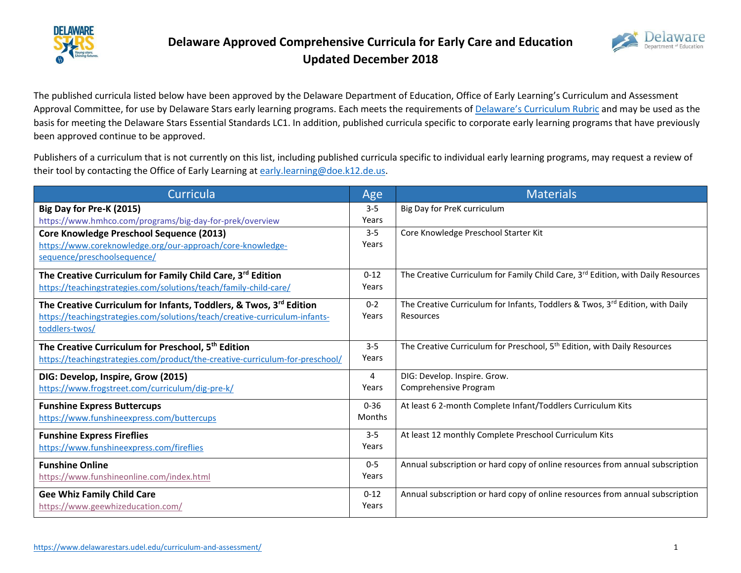# Delaware Approved Comprehensive Curricula for Early Care and Education

## Updated December 2018

The published curricula listed below have been approved by the Delaware Department of Education, Office of Early Learning's Curriculum and Assessment Approval Committee, for use by Delaware Stars early learning programs. Each meets the requirements of Delaware's Curriculum Rubric and may be used as the basis for meeting the Delaware Stars Essential Standards LC1. In addition, published curricula specific to corporate early learning programs that have previously been approved continue to be approved.

Publishers of a curriculum that is not currently on this list, including published curricula specific to individual early learning programs, may request a review of their tool by contacting the Office of Early Learning at early.learning@doe.k12.de.us.

| Curricula | Age | Materials |
|---|---|---|
| **Big Day for Pre-K (2015)** https://www.hmhco.com/programs/big-day-for-prek/overview | 3-5 Years | Big Day for PreK curriculum |
| **Core Knowledge Preschool Sequence (2013)** https://www.coreknowledge.org/our-approach/core-knowledge-sequence/preschoolsequence/ | 3-5 Years | Core Knowledge Preschool Starter Kit |
| **The Creative Curriculum for Family Child Care, 3rd Edition** https://teachingstrategies.com/solutions/teach/family-child-care/ | 0-12 Years | The Creative Curriculum for Family Child Care, 3rd Edition, with Daily Resources |
| **The Creative Curriculum for Infants, Toddlers, & Twos, 3rd Edition** https://teachingstrategies.com/solutions/teach/creative-curriculum-infants-toddlers-twos/ | 0-2 Years | The Creative Curriculum for Infants, Toddlers & Twos, 3rd Edition, with Daily Resources |
| **The Creative Curriculum for Preschool, 5th Edition** https://teachingstrategies.com/product/the-creative-curriculum-for-preschool/ | 3-5 Years | The Creative Curriculum for Preschool, 5th Edition, with Daily Resources |
| **DIG: Develop, Inspire, Grow (2015)** https://www.frogstreet.com/curriculum/dig-pre-k/ | 4 Years | DIG: Develop. Inspire. Grow. Comprehensive Program |
| **Funshine Express Buttercups** https://www.funshineexpress.com/buttercups | 0-36 Months | At least 6 2-month Complete Infant/Toddlers Curriculum Kits |
| **Funshine Express Fireflies** https://www.funshineexpress.com/fireflies | 3-5 Years | At least 12 monthly Complete Preschool Curriculum Kits |
| **Funshine Online** https://www.funshineonline.com/index.html | 0-5 Years | Annual subscription or hard copy of online resources from annual subscription |
| **Gee Whiz Family Child Care** https://www.geewhizeducation.com/ | 0-12 Years | Annual subscription or hard copy of online resources from annual subscription |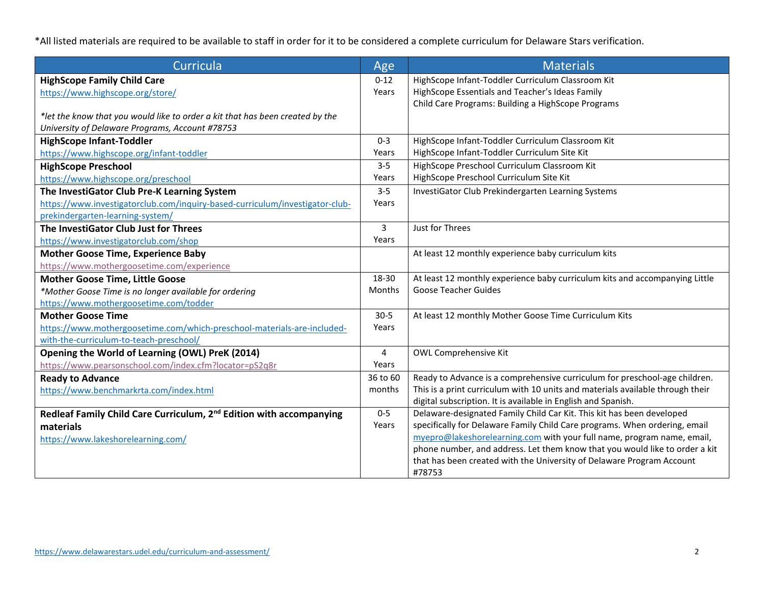*All listed materials are required to be available to staff in order for it to be considered a complete curriculum for Delaware Stars verification.

| Curricula | Age | Materials |
|---|---|---|
| **HighScope Family Child Care** https://www.highscope.org/store/ *\*let the know that you would like to order a kit that has been created by the University of Delaware Programs, Account #78753* | 0-12 Years | HighScope Infant-Toddler Curriculum Classroom Kit HighScope Essentials and Teacher's Ideas Family Child Care Programs: Building a HighScope Programs |
| **HighScope Infant-Toddler** https://www.highscope.org/infant-toddler | 0-3 Years | HighScope Infant-Toddler Curriculum Classroom Kit HighScope Infant-Toddler Curriculum Site Kit |
| **HighScope Preschool** https://www.highscope.org/preschool | 3-5 Years | HighScope Preschool Curriculum Classroom Kit HighScope Preschool Curriculum Site Kit |
| **The InvestiGator Club Pre-K Learning System** https://www.investigatorclub.com/inquiry-based-curriculum/investigator-club-prekindergarten-learning-system/ | 3-5 Years | InvestiGator Club Prekindergarten Learning Systems |
| **The InvestiGator Club Just for Threes** https://www.investigatorclub.com/shop | 3 Years | Just for Threes |
| **Mother Goose Time, Experience Baby** https://www.mothergoosetime.com/experience | | At least 12 monthly experience baby curriculum kits |
| **Mother Goose Time, Little Goose** *\*Mother Goose Time is no longer available for ordering* https://www.mothergoosetime.com/todder | 18-30 Months | At least 12 monthly experience baby curriculum kits and accompanying Little Goose Teacher Guides |
| **Mother Goose Time** https://www.mothergoosetime.com/which-preschool-materials-are-included-with-the-curriculum-to-teach-preschool/ | 30-5 Years | At least 12 monthly Mother Goose Time Curriculum Kits |
| **Opening the World of Learning (OWL) PreK (2014)** https://www.pearsonschool.com/index.cfm?locator=pS2q8r | 4 Years | OWL Comprehensive Kit |
| **Ready to Advance** https://www.benchmarkrta.com/index.html | 36 to 60 months | Ready to Advance is a comprehensive curriculum for preschool-age children. This is a print curriculum with 10 units and materials available through their digital subscription. It is available in English and Spanish. |
| **Redleaf Family Child Care Curriculum, 2nd Edition with accompanying materials** https://www.lakeshorelearning.com/ | 0-5 Years | Delaware-designated Family Child Car Kit. This kit has been developed specifically for Delaware Family Child Care programs. When ordering, email myepro@lakeshorelearning.com with your full name, program name, email, phone number, and address. Let them know that you would like to order a kit that has been created with the University of Delaware Program Account #78753 |

https://www.delawarestars.udel.edu/curriculum-and-assessment/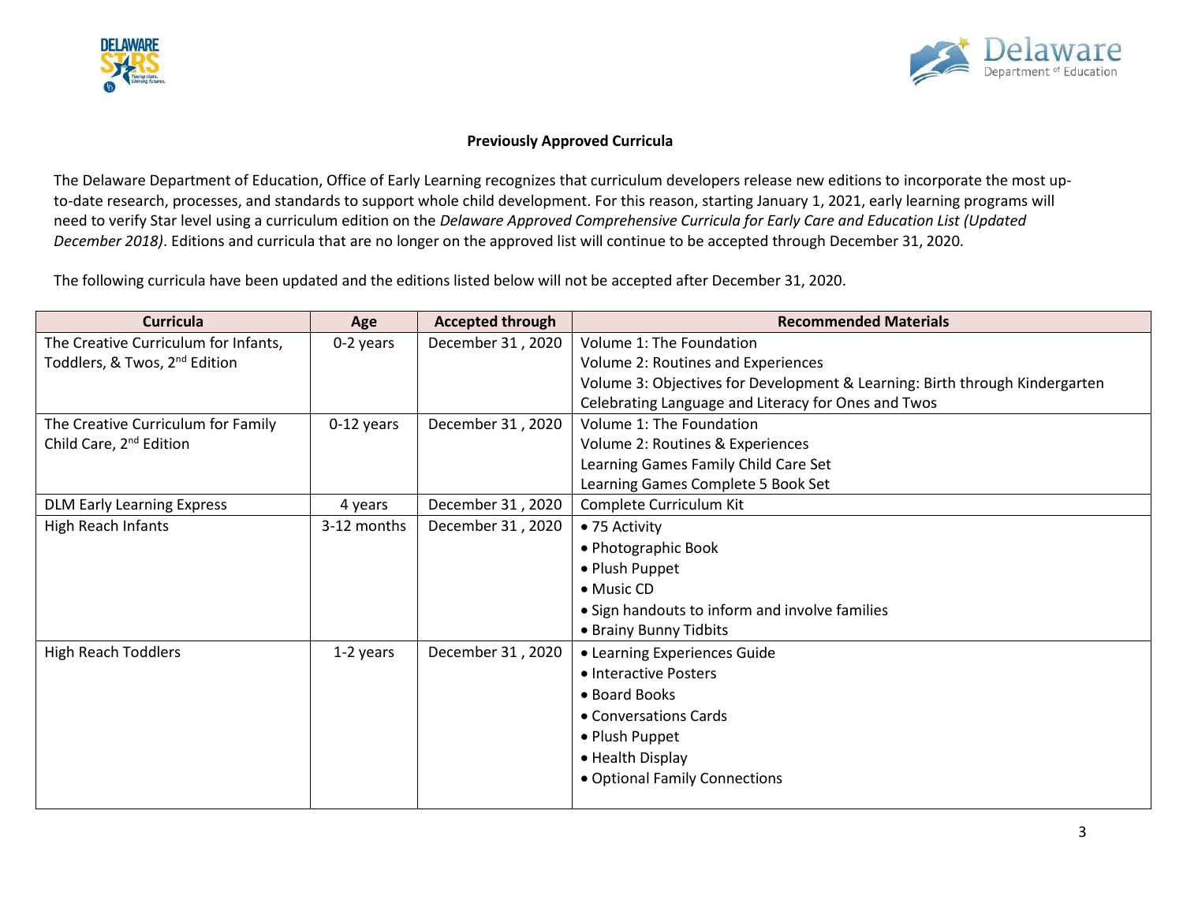**Previously Approved Curricula**

The Delaware Department of Education, Office of Early Learning recognizes that curriculum developers release new editions to incorporate the most up-to-date research, processes, and standards to support whole child development. For this reason, starting January 1, 2021, early learning programs will need to verify Star level using a curriculum edition on the *Delaware Approved Comprehensive Curricula for Early Care and Education List (Updated December 2018)*. Editions and curricula that are no longer on the approved list will continue to be accepted through December 31, 2020.

The following curricula have been updated and the editions listed below will not be accepted after December 31, 2020.

| Curricula | Age | Accepted through | Recommended Materials |
|---|---|---|---|
| The Creative Curriculum for Infants, Toddlers, & Twos, 2nd Edition | 0-2 years | December 31 , 2020 | Volume 1: The Foundation<br>Volume 2: Routines and Experiences<br>Volume 3: Objectives for Development & Learning: Birth through Kindergarten<br>Celebrating Language and Literacy for Ones and Twos |
| The Creative Curriculum for Family Child Care, 2nd Edition | 0-12 years | December 31 , 2020 | Volume 1: The Foundation<br>Volume 2: Routines & Experiences<br>Learning Games Family Child Care Set<br>Learning Games Complete 5 Book Set |
| DLM Early Learning Express | 4 years | December 31 , 2020 | Complete Curriculum Kit |
| High Reach Infants | 3-12 months | December 31 , 2020 | • 75 Activity<br>• Photographic Book<br>• Plush Puppet<br>• Music CD<br>• Sign handouts to inform and involve families<br>• Brainy Bunny Tidbits |
| High Reach Toddlers | 1-2 years | December 31 , 2020 | • Learning Experiences Guide<br>• Interactive Posters<br>• Board Books<br>• Conversations Cards<br>• Plush Puppet<br>• Health Display<br>• Optional Family Connections |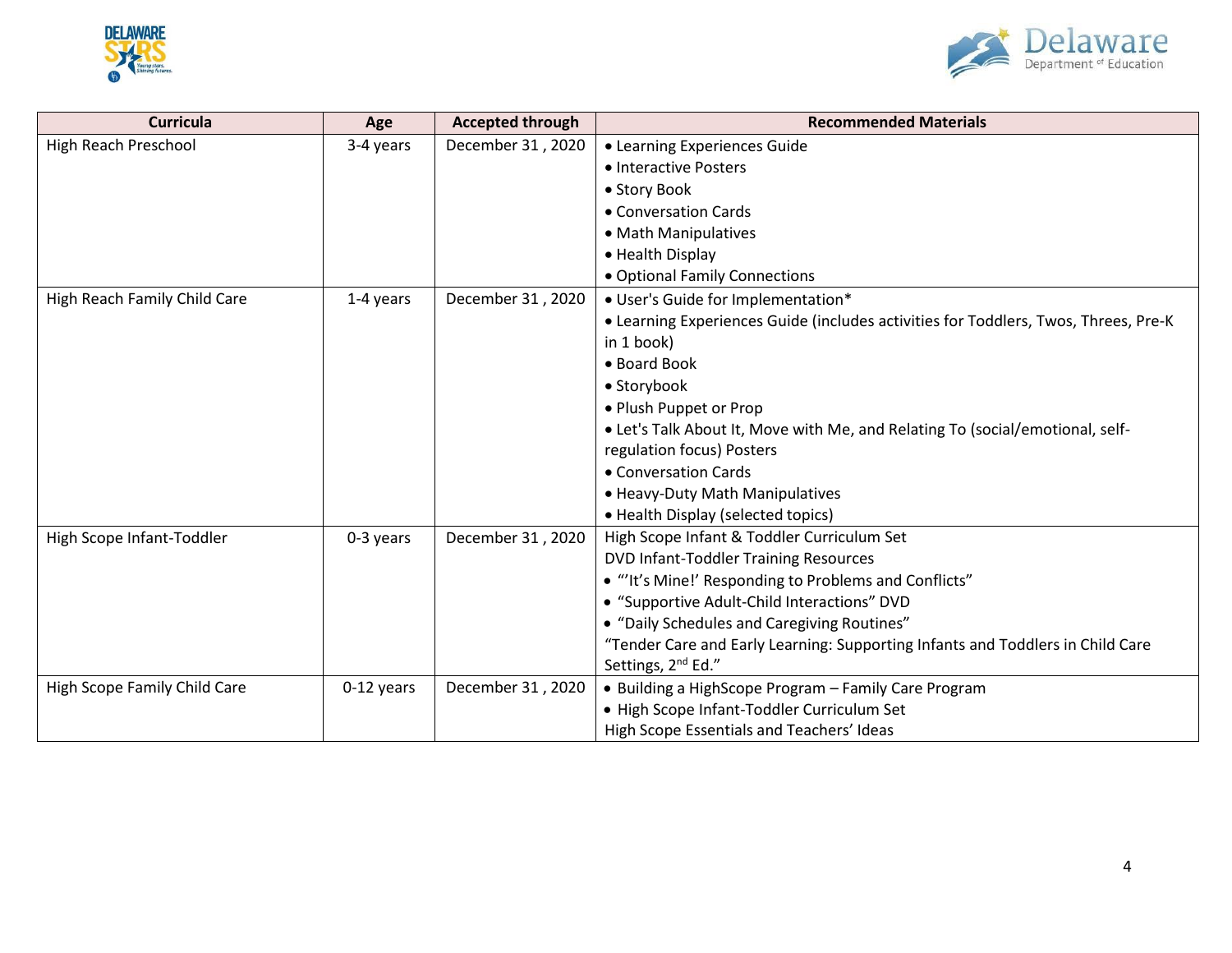| Curricula | Age | Accepted through | Recommended Materials |
|---|---|---|---|
| High Reach Preschool | 3-4 years | December 31 , 2020 | • Learning Experiences Guide<br>• Interactive Posters<br>• Story Book<br>• Conversation Cards<br>• Math Manipulatives<br>• Health Display<br>• Optional Family Connections |
| High Reach Family Child Care | 1-4 years | December 31 , 2020 | • User's Guide for Implementation*<br>• Learning Experiences Guide (includes activities for Toddlers, Twos, Threes, Pre-K in 1 book)<br>• Board Book<br>• Storybook<br>• Plush Puppet or Prop<br>• Let's Talk About It, Move with Me, and Relating To (social/emotional, self-regulation focus) Posters<br>• Conversation Cards<br>• Heavy-Duty Math Manipulatives<br>• Health Display (selected topics) |
| High Scope Infant-Toddler | 0-3 years | December 31 , 2020 | High Scope Infant & Toddler Curriculum Set<br>DVD Infant-Toddler Training Resources<br>• "'It's Mine!' Responding to Problems and Conflicts"<br>• "Supportive Adult-Child Interactions" DVD<br>• "Daily Schedules and Caregiving Routines"<br>"Tender Care and Early Learning: Supporting Infants and Toddlers in Child Care Settings, 2nd Ed." |
| High Scope Family Child Care | 0-12 years | December 31 , 2020 | • Building a HighScope Program – Family Care Program<br>• High Scope Infant-Toddler Curriculum Set<br>High Scope Essentials and Teachers' Ideas |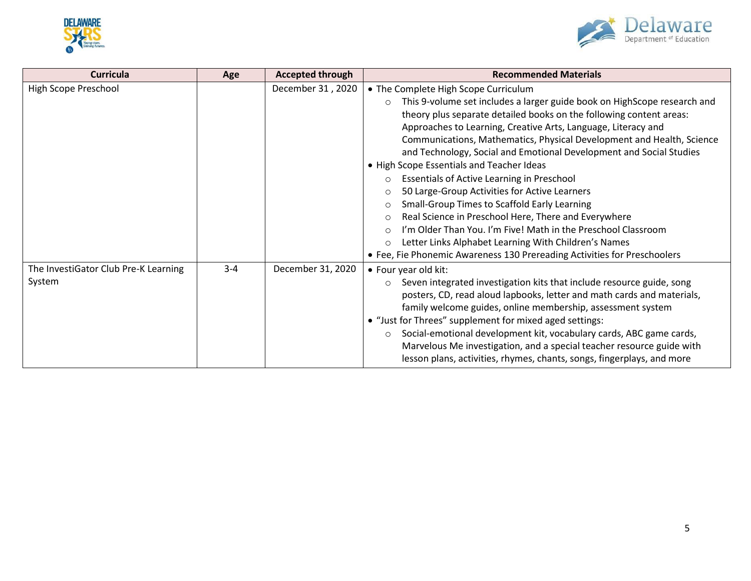| Curricula | Age | Accepted through | Recommended Materials |
| --- | --- | --- | --- |
| High Scope Preschool | | December 31 , 2020 | • The Complete High Scope Curriculum<br>  ○ This 9-volume set includes a larger guide book on HighScope research and theory plus separate detailed books on the following content areas: Approaches to Learning, Creative Arts, Language, Literacy and Communications, Mathematics, Physical Development and Health, Science and Technology, Social and Emotional Development and Social Studies<br>• High Scope Essentials and Teacher Ideas<br>  ○ Essentials of Active Learning in Preschool<br>  ○ 50 Large-Group Activities for Active Learners<br>  ○ Small-Group Times to Scaffold Early Learning<br>  ○ Real Science in Preschool Here, There and Everywhere<br>  ○ I'm Older Than You. I'm Five! Math in the Preschool Classroom<br>  ○ Letter Links Alphabet Learning With Children's Names<br>• Fee, Fie Phonemic Awareness 130 Prereading Activities for Preschoolers |
| The InvestiGator Club Pre-K Learning System | 3-4 | December 31, 2020 | • Four year old kit:<br>  ○ Seven integrated investigation kits that include resource guide, song posters, CD, read aloud lapbooks, letter and math cards and materials, family welcome guides, online membership, assessment system<br>• "Just for Threes" supplement for mixed aged settings:<br>  ○ Social-emotional development kit, vocabulary cards, ABC game cards, Marvelous Me investigation, and a special teacher resource guide with lesson plans, activities, rhymes, chants, songs, fingerplays, and more |